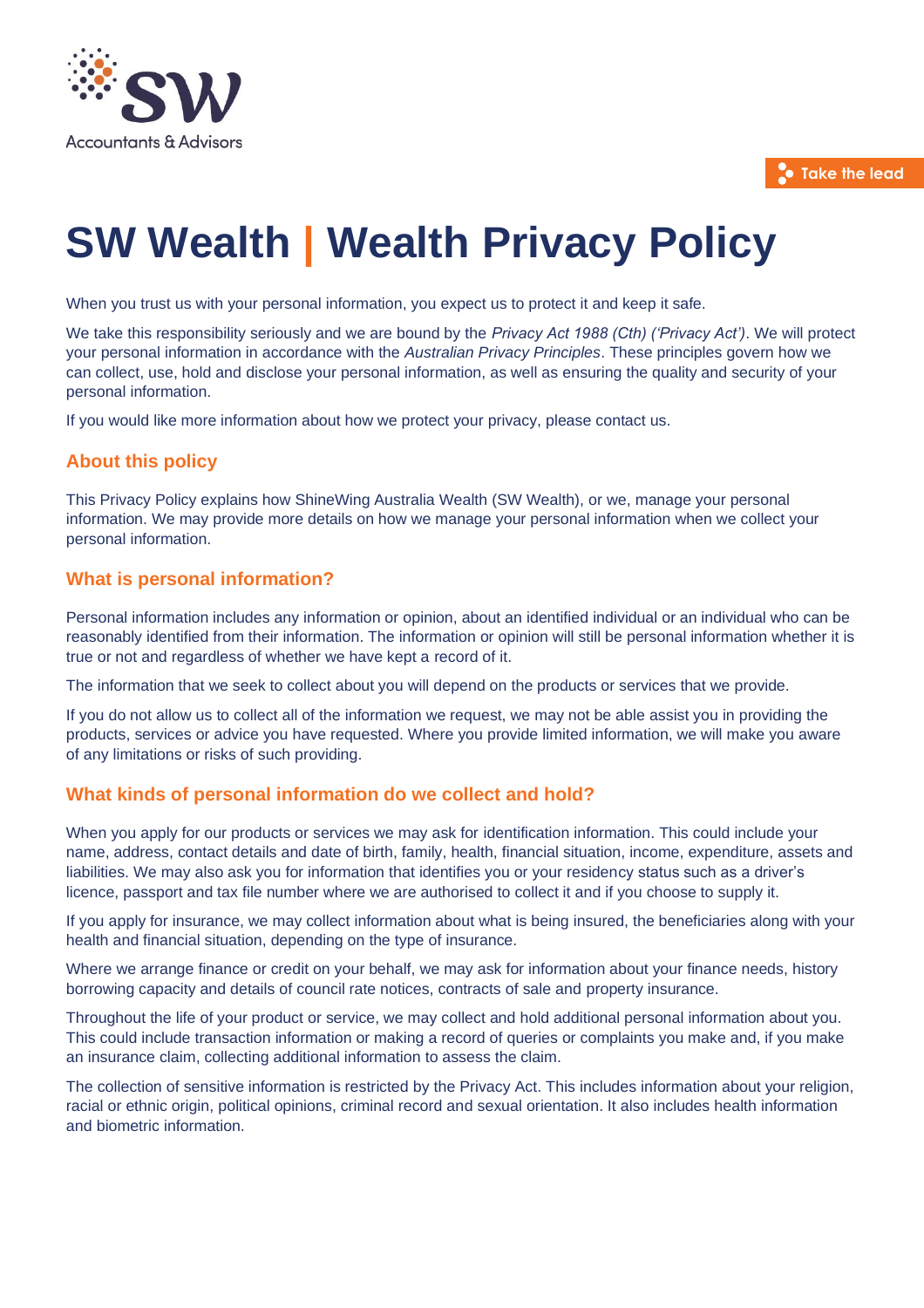# SW Wealth | Wealth Privacy Policy

When you trust us with your personal information, you expect us to protect it and keep it safe.

We take this responsibility seriously and we are bound by the *Privacy Act 1988 (Cth) ('Privacy Act')*. We will protect your personal information in accordance with the *Australian Privacy Principles*. These principles govern how we can collect, use, hold and disclose your personal information, as well as ensuring the quality and security of your personal information.

If you would like more information about how we protect your privacy, please contact us.

## About this policy

This Privacy Policy explains how ShineWing Australia Wealth (SW Wealth), or we, manage your personal information. We may provide more details on how we manage your personal information when we collect your personal information.

## What is personal information?

Personal information includes any information or opinion, about an identified individual or an individual who can be reasonably identified from their information. The information or opinion will still be personal information whether it is true or not and regardless of whether we have kept a record of it.

The information that we seek to collect about you will depend on the products or services that we provide.

If you do not allow us to collect all of the information we request, we may not be able assist you in providing the products, services or advice you have requested. Where you provide limited information, we will make you aware of any limitations or risks of such providing.

## What kinds of personal information do we collect and hold?

When you apply for our products or services we may ask for identification information. This could include your name, address, contact details and date of birth, family, health, financial situation, income, expenditure, assets and liabilities. We may also ask you for information that identifies you or your residency status such as a driver's licence, passport and tax file number where we are authorised to collect it and if you choose to supply it.

If you apply for insurance, we may collect information about what is being insured, the beneficiaries along with your health and financial situation, depending on the type of insurance.

Where we arrange finance or credit on your behalf, we may ask for information about your finance needs, history borrowing capacity and details of council rate notices, contracts of sale and property insurance.

Throughout the life of your product or service, we may collect and hold additional personal information about you. This could include transaction information or making a record of queries or complaints you make and, if you make an insurance claim, collecting additional information to assess the claim.

The collection of sensitive information is restricted by the Privacy Act. This includes information about your religion, racial or ethnic origin, political opinions, criminal record and sexual orientation. It also includes health information and biometric information.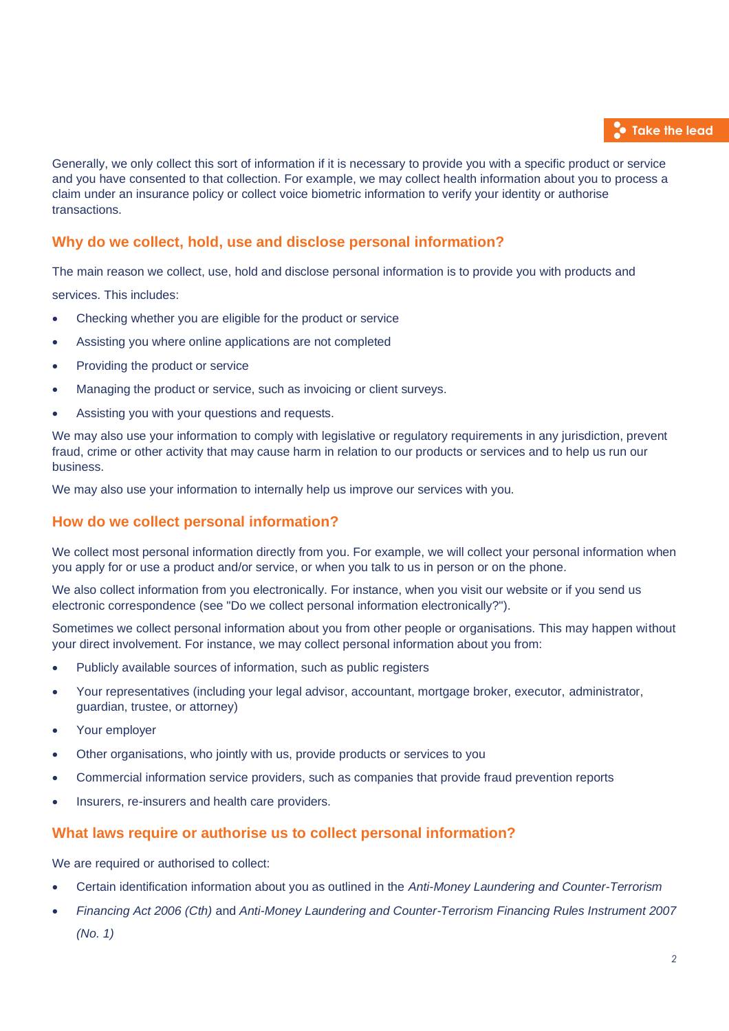Generally, we only collect this sort of information if it is necessary to provide you with a specific product or service and you have consented to that collection. For example, we may collect health information about you to process a claim under an insurance policy or collect voice biometric information to verify your identity or authorise transactions.

## Why do we collect, hold, use and disclose personal information?

The main reason we collect, use, hold and disclose personal information is to provide you with products and services. This includes:

- Checking whether you are eligible for the product or service
- Assisting you where online applications are not completed
- Providing the product or service
- Managing the product or service, such as invoicing or client surveys.
- Assisting you with your questions and requests.

We may also use your information to comply with legislative or regulatory requirements in any jurisdiction, prevent fraud, crime or other activity that may cause harm in relation to our products or services and to help us run our business.

We may also use your information to internally help us improve our services with you.

## How do we collect personal information?

We collect most personal information directly from you. For example, we will collect your personal information when you apply for or use a product and/or service, or when you talk to us in person or on the phone.

We also collect information from you electronically. For instance, when you visit our website or if you send us electronic correspondence (see "Do we collect personal information electronically?").

Sometimes we collect personal information about you from other people or organisations. This may happen without your direct involvement. For instance, we may collect personal information about you from:

- Publicly available sources of information, such as public registers
- Your representatives (including your legal advisor, accountant, mortgage broker, executor, administrator, guardian, trustee, or attorney)
- Your employer
- Other organisations, who jointly with us, provide products or services to you
- Commercial information service providers, such as companies that provide fraud prevention reports
- Insurers, re-insurers and health care providers.

## What laws require or authorise us to collect personal information?

We are required or authorised to collect:

- Certain identification information about you as outlined in the *Anti-Money Laundering and Counter-Terrorism*
- *Financing Act 2006 (Cth)* and *Anti-Money Laundering and Counter-Terrorism Financing Rules Instrument 2007 (No. 1)*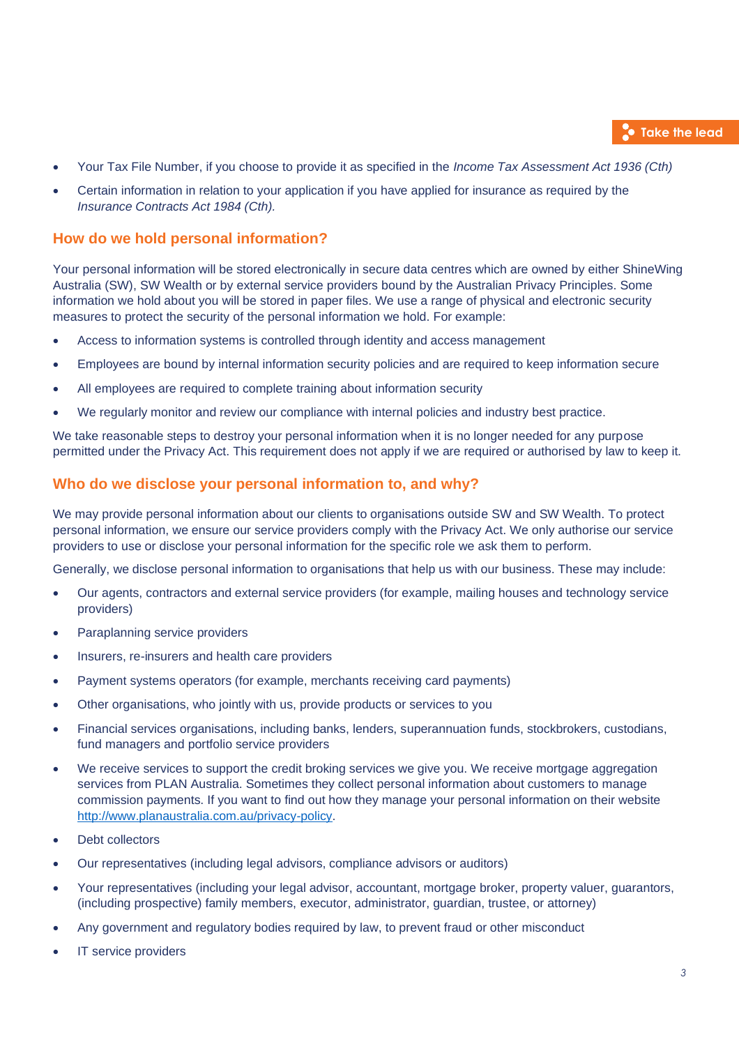- Your Tax File Number, if you choose to provide it as specified in the *Income Tax Assessment Act 1936 (Cth)*
- Certain information in relation to your application if you have applied for insurance as required by the *Insurance Contracts Act 1984 (Cth).*

## How do we hold personal information?

Your personal information will be stored electronically in secure data centres which are owned by either ShineWing Australia (SW), SW Wealth or by external service providers bound by the Australian Privacy Principles. Some information we hold about you will be stored in paper files. We use a range of physical and electronic security measures to protect the security of the personal information we hold. For example:

- Access to information systems is controlled through identity and access management
- Employees are bound by internal information security policies and are required to keep information secure
- All employees are required to complete training about information security
- We regularly monitor and review our compliance with internal policies and industry best practice.

We take reasonable steps to destroy your personal information when it is no longer needed for any purpose permitted under the Privacy Act. This requirement does not apply if we are required or authorised by law to keep it.

## Who do we disclose your personal information to, and why?

We may provide personal information about our clients to organisations outside SW and SW Wealth. To protect personal information, we ensure our service providers comply with the Privacy Act. We only authorise our service providers to use or disclose your personal information for the specific role we ask them to perform.

Generally, we disclose personal information to organisations that help us with our business. These may include:

- Our agents, contractors and external service providers (for example, mailing houses and technology service providers)
- Paraplanning service providers
- Insurers, re-insurers and health care providers
- Payment systems operators (for example, merchants receiving card payments)
- Other organisations, who jointly with us, provide products or services to you
- Financial services organisations, including banks, lenders, superannuation funds, stockbrokers, custodians, fund managers and portfolio service providers
- We receive services to support the credit broking services we give you. We receive mortgage aggregation services from PLAN Australia. Sometimes they collect personal information about customers to manage commission payments. If you want to find out how they manage your personal information on their website http://www.planaustralia.com.au/privacy-policy.
- Debt collectors
- Our representatives (including legal advisors, compliance advisors or auditors)
- Your representatives (including your legal advisor, accountant, mortgage broker, property valuer, guarantors, (including prospective) family members, executor, administrator, guardian, trustee, or attorney)
- Any government and regulatory bodies required by law, to prevent fraud or other misconduct
- IT service providers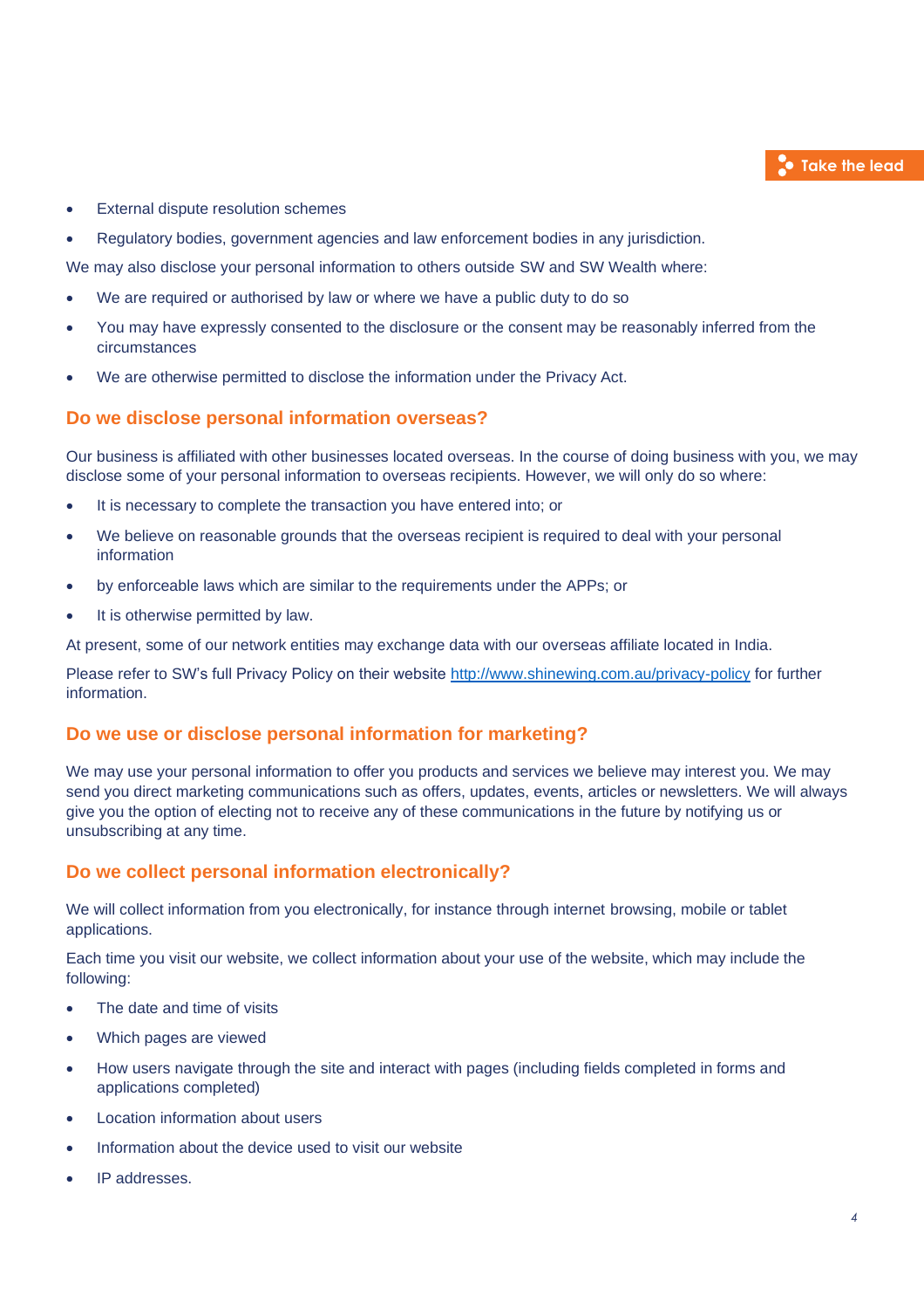- External dispute resolution schemes
- Regulatory bodies, government agencies and law enforcement bodies in any jurisdiction.

We may also disclose your personal information to others outside SW and SW Wealth where:

- We are required or authorised by law or where we have a public duty to do so
- You may have expressly consented to the disclosure or the consent may be reasonably inferred from the circumstances
- We are otherwise permitted to disclose the information under the Privacy Act.

## Do we disclose personal information overseas?

Our business is affiliated with other businesses located overseas. In the course of doing business with you, we may disclose some of your personal information to overseas recipients. However, we will only do so where:

- It is necessary to complete the transaction you have entered into; or
- We believe on reasonable grounds that the overseas recipient is required to deal with your personal information
- by enforceable laws which are similar to the requirements under the APPs; or
- It is otherwise permitted by law.

At present, some of our network entities may exchange data with our overseas affiliate located in India.

Please refer to SW's full Privacy Policy on their website [http://www.shinewing.com.au/privacy-policy](http://www.shinewing.com.au/privacy-policy) for further information.

## Do we use or disclose personal information for marketing?

We may use your personal information to offer you products and services we believe may interest you. We may send you direct marketing communications such as offers, updates, events, articles or newsletters. We will always give you the option of electing not to receive any of these communications in the future by notifying us or unsubscribing at any time.

## Do we collect personal information electronically?

We will collect information from you electronically, for instance through internet browsing, mobile or tablet applications.

Each time you visit our website, we collect information about your use of the website, which may include the following:

- The date and time of visits
- Which pages are viewed
- How users navigate through the site and interact with pages (including fields completed in forms and applications completed)
- Location information about users
- Information about the device used to visit our website
- IP addresses.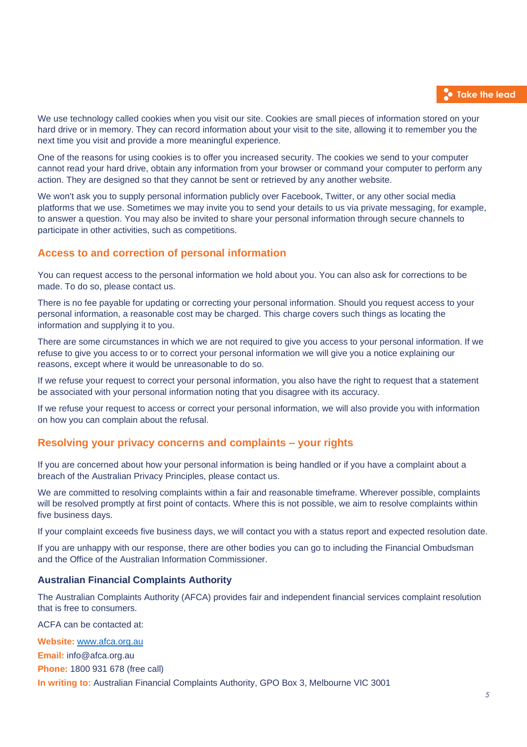We use technology called cookies when you visit our site. Cookies are small pieces of information stored on your hard drive or in memory. They can record information about your visit to the site, allowing it to remember you the next time you visit and provide a more meaningful experience.

One of the reasons for using cookies is to offer you increased security. The cookies we send to your computer cannot read your hard drive, obtain any information from your browser or command your computer to perform any action. They are designed so that they cannot be sent or retrieved by any another website.

We won't ask you to supply personal information publicly over Facebook, Twitter, or any other social media platforms that we use. Sometimes we may invite you to send your details to us via private messaging, for example, to answer a question. You may also be invited to share your personal information through secure channels to participate in other activities, such as competitions.

## Access to and correction of personal information

You can request access to the personal information we hold about you. You can also ask for corrections to be made. To do so, please contact us.

There is no fee payable for updating or correcting your personal information. Should you request access to your personal information, a reasonable cost may be charged. This charge covers such things as locating the information and supplying it to you.

There are some circumstances in which we are not required to give you access to your personal information. If we refuse to give you access to or to correct your personal information we will give you a notice explaining our reasons, except where it would be unreasonable to do so.

If we refuse your request to correct your personal information, you also have the right to request that a statement be associated with your personal information noting that you disagree with its accuracy.

If we refuse your request to access or correct your personal information, we will also provide you with information on how you can complain about the refusal.

## Resolving your privacy concerns and complaints – your rights

If you are concerned about how your personal information is being handled or if you have a complaint about a breach of the Australian Privacy Principles, please contact us.

We are committed to resolving complaints within a fair and reasonable timeframe. Wherever possible, complaints will be resolved promptly at first point of contacts. Where this is not possible, we aim to resolve complaints within five business days.

If your complaint exceeds five business days, we will contact you with a status report and expected resolution date.

If you are unhappy with our response, there are other bodies you can go to including the Financial Ombudsman and the Office of the Australian Information Commissioner.

### Australian Financial Complaints Authority

The Australian Complaints Authority (AFCA) provides fair and independent financial services complaint resolution that is free to consumers.

ACFA can be contacted at:

**Website:** www.afca.org.au
**Email:** info@afca.org.au
**Phone:** 1800 931 678 (free call)
**In writing to:** Australian Financial Complaints Authority, GPO Box 3, Melbourne VIC 3001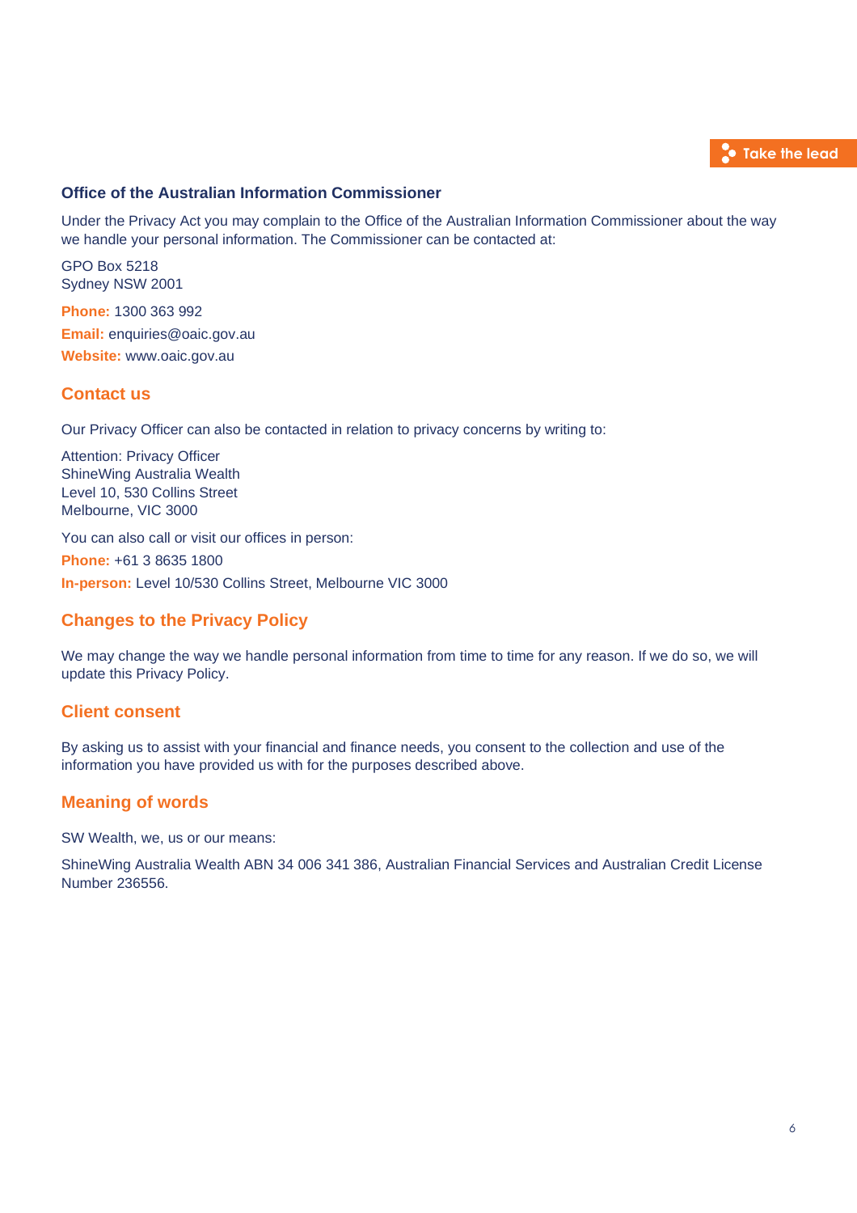### Office of the Australian Information Commissioner

Under the Privacy Act you may complain to the Office of the Australian Information Commissioner about the way we handle your personal information. The Commissioner can be contacted at:

GPO Box 5218
Sydney NSW 2001

**Phone:** 1300 363 992

**Email:** enquiries@oaic.gov.au

**Website:** www.oaic.gov.au

## Contact us

Our Privacy Officer can also be contacted in relation to privacy concerns by writing to:

Attention: Privacy Officer
ShineWing Australia Wealth
Level 10, 530 Collins Street
Melbourne, VIC 3000

You can also call or visit our offices in person:

**Phone:** +61 3 8635 1800

**In-person:** Level 10/530 Collins Street, Melbourne VIC 3000

## Changes to the Privacy Policy

We may change the way we handle personal information from time to time for any reason. If we do so, we will update this Privacy Policy.

## Client consent

By asking us to assist with your financial and finance needs, you consent to the collection and use of the information you have provided us with for the purposes described above.

## Meaning of words

SW Wealth, we, us or our means:

ShineWing Australia Wealth ABN 34 006 341 386, Australian Financial Services and Australian Credit License Number 236556.